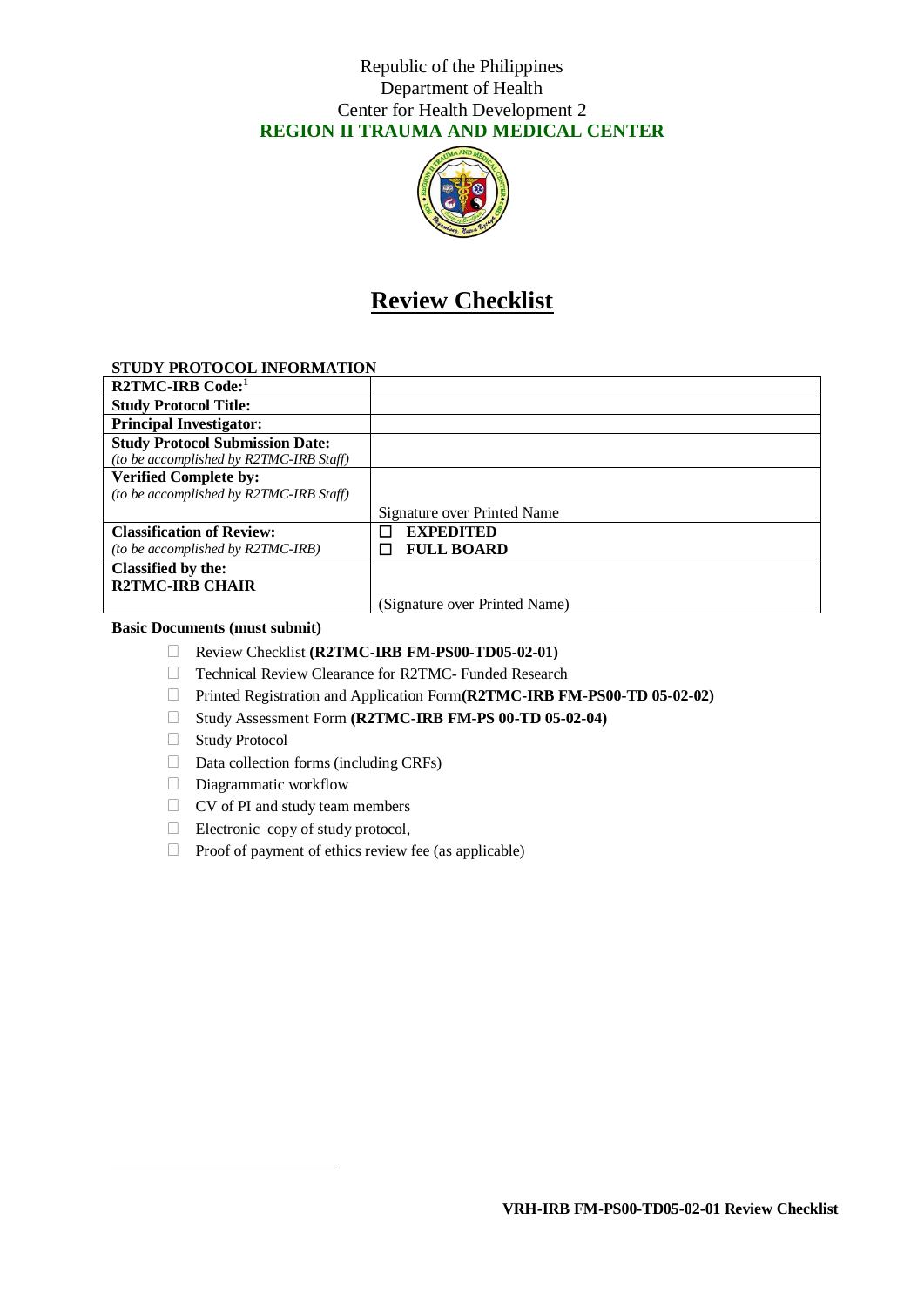Republic of the Philippines
Department of Health
Center for Health Development 2
**REGION II TRAUMA AND MEDICAL CENTER**

# Review Checklist

**STUDY PROTOCOL INFORMATION**

| | |
|---|---|
| **R2TMC-IRB Code:**[1] | |
| **Study Protocol Title:** | |
| **Principal Investigator:** | |
| **Study Protocol Submission Date:** *(to be accomplished by R2TMC-IRB Staff)* | |
| **Verified Complete by:** *(to be accomplished by R2TMC-IRB Staff)* | Signature over Printed Name |
| **Classification of Review:** *(to be accomplished by R2TMC-IRB)* | ☐ **EXPEDITED** ☐ **FULL BOARD** |
| **Classified by the: R2TMC-IRB CHAIR** | (Signature over Printed Name) |

**Basic Documents (must submit)**

- ☐ Review Checklist **(R2TMC-IRB FM-PS00-TD05-02-01)**
- ☐ Technical Review Clearance for R2TMC- Funded Research
- ☐ Printed Registration and Application Form**(R2TMC-IRB FM-PS00-TD 05-02-02)**
- ☐ Study Assessment Form **(R2TMC-IRB FM-PS 00-TD 05-02-04)**
- ☐ Study Protocol
- ☐ Data collection forms (including CRFs)
- ☐ Diagrammatic workflow
- ☐ CV of PI and study team members
- ☐ Electronic copy of study protocol,
- ☐ Proof of payment of ethics review fee (as applicable)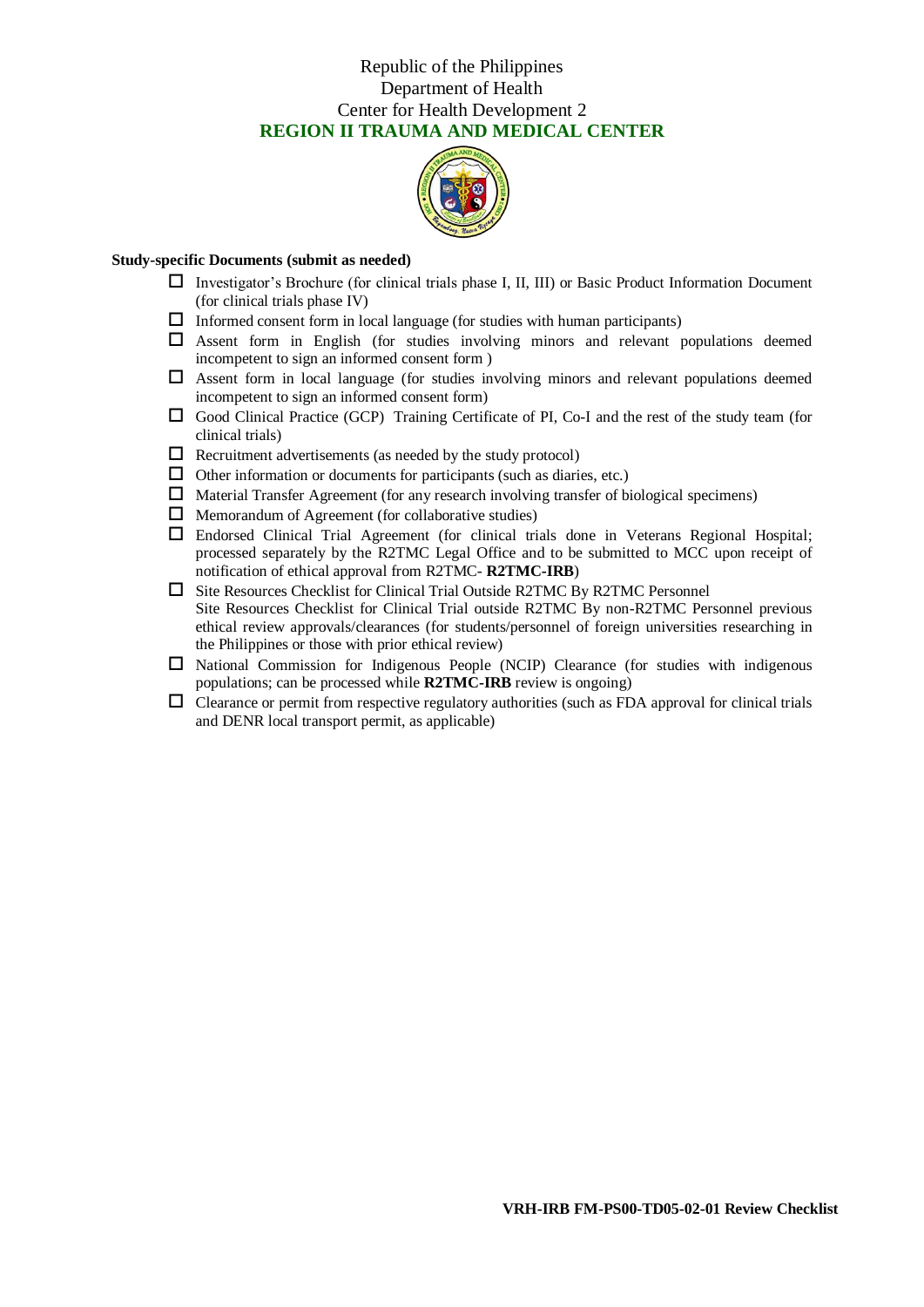Republic of the Philippines
Department of Health
Center for Health Development 2
**REGION II TRAUMA AND MEDICAL CENTER**

**Study-specific Documents (submit as needed)**

- ☐ Investigator's Brochure (for clinical trials phase I, II, III) or Basic Product Information Document (for clinical trials phase IV)
- ☐ Informed consent form in local language (for studies with human participants)
- ☐ Assent form in English (for studies involving minors and relevant populations deemed incompetent to sign an informed consent form )
- ☐ Assent form in local language (for studies involving minors and relevant populations deemed incompetent to sign an informed consent form)
- ☐ Good Clinical Practice (GCP) Training Certificate of PI, Co-I and the rest of the study team (for clinical trials)
- ☐ Recruitment advertisements (as needed by the study protocol)
- ☐ Other information or documents for participants (such as diaries, etc.)
- ☐ Material Transfer Agreement (for any research involving transfer of biological specimens)
- ☐ Memorandum of Agreement (for collaborative studies)
- ☐ Endorsed Clinical Trial Agreement (for clinical trials done in Veterans Regional Hospital; processed separately by the R2TMC Legal Office and to be submitted to MCC upon receipt of notification of ethical approval from R2TMC- **R2TMC-IRB**)
- ☐ Site Resources Checklist for Clinical Trial Outside R2TMC By R2TMC Personnel
  Site Resources Checklist for Clinical Trial outside R2TMC By non-R2TMC Personnel previous ethical review approvals/clearances (for students/personnel of foreign universities researching in the Philippines or those with prior ethical review)
- ☐ National Commission for Indigenous People (NCIP) Clearance (for studies with indigenous populations; can be processed while **R2TMC-IRB** review is ongoing)
- ☐ Clearance or permit from respective regulatory authorities (such as FDA approval for clinical trials and DENR local transport permit, as applicable)

**VRH-IRB FM-PS00-TD05-02-01 Review Checklist**